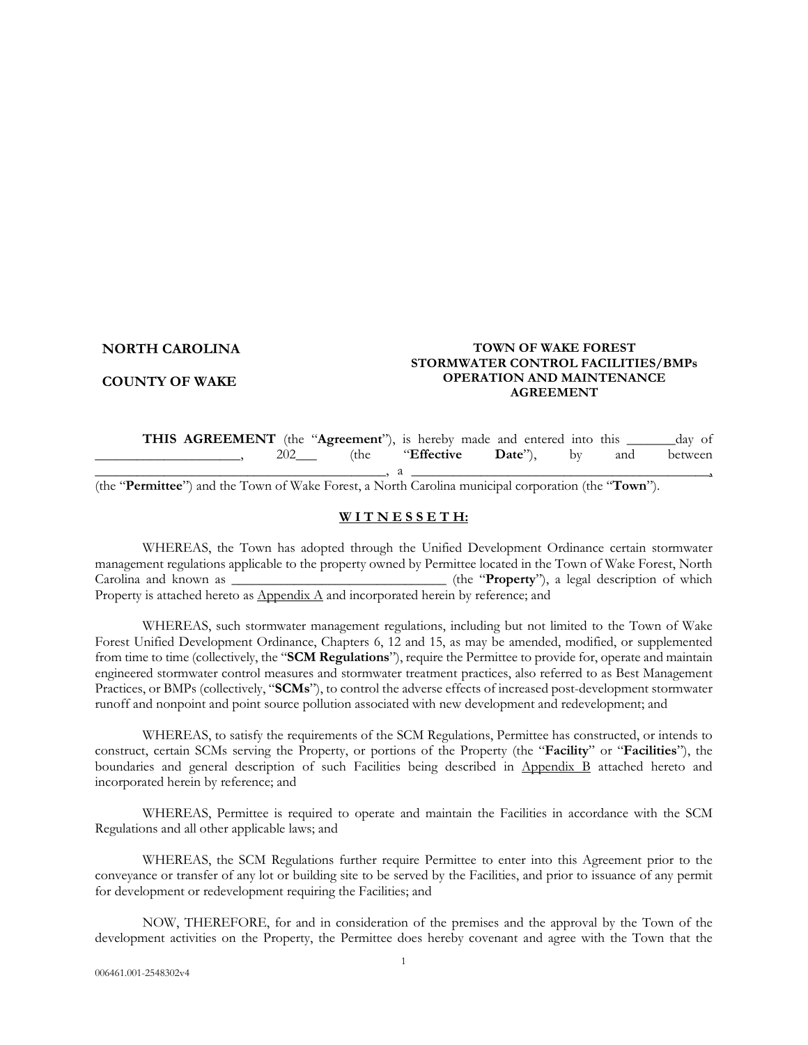**NORTH CAROLINA**

**COUNTY OF WAKE**

**TOWN OF WAKE FOREST**
**STORMWATER CONTROL FACILITIES/BMPs**
**OPERATION AND MAINTENANCE**
**AGREEMENT**

**THIS AGREEMENT** (the "**Agreement**"), is hereby made and entered into this _______day of _____________________, 202___ (the "**Effective Date**"), by and between ___________________________________________, a ___________________________________________, (the "**Permittee**") and the Town of Wake Forest, a North Carolina municipal corporation (the "**Town**").

**W I T N E S S E T H:**

WHEREAS, the Town has adopted through the Unified Development Ordinance certain stormwater management regulations applicable to the property owned by Permittee located in the Town of Wake Forest, North Carolina and known as _______________________________ (the "**Property**"), a legal description of which Property is attached hereto as Appendix A and incorporated herein by reference; and

WHEREAS, such stormwater management regulations, including but not limited to the Town of Wake Forest Unified Development Ordinance, Chapters 6, 12 and 15, as may be amended, modified, or supplemented from time to time (collectively, the "**SCM Regulations**"), require the Permittee to provide for, operate and maintain engineered stormwater control measures and stormwater treatment practices, also referred to as Best Management Practices, or BMPs (collectively, "**SCMs**"), to control the adverse effects of increased post-development stormwater runoff and nonpoint and point source pollution associated with new development and redevelopment; and

WHEREAS, to satisfy the requirements of the SCM Regulations, Permittee has constructed, or intends to construct, certain SCMs serving the Property, or portions of the Property (the "**Facility**" or "**Facilities**"), the boundaries and general description of such Facilities being described in Appendix B attached hereto and incorporated herein by reference; and

WHEREAS, Permittee is required to operate and maintain the Facilities in accordance with the SCM Regulations and all other applicable laws; and

WHEREAS, the SCM Regulations further require Permittee to enter into this Agreement prior to the conveyance or transfer of any lot or building site to be served by the Facilities, and prior to issuance of any permit for development or redevelopment requiring the Facilities; and

NOW, THEREFORE, for and in consideration of the premises and the approval by the Town of the development activities on the Property, the Permittee does hereby covenant and agree with the Town that the

006461.001-2548302v4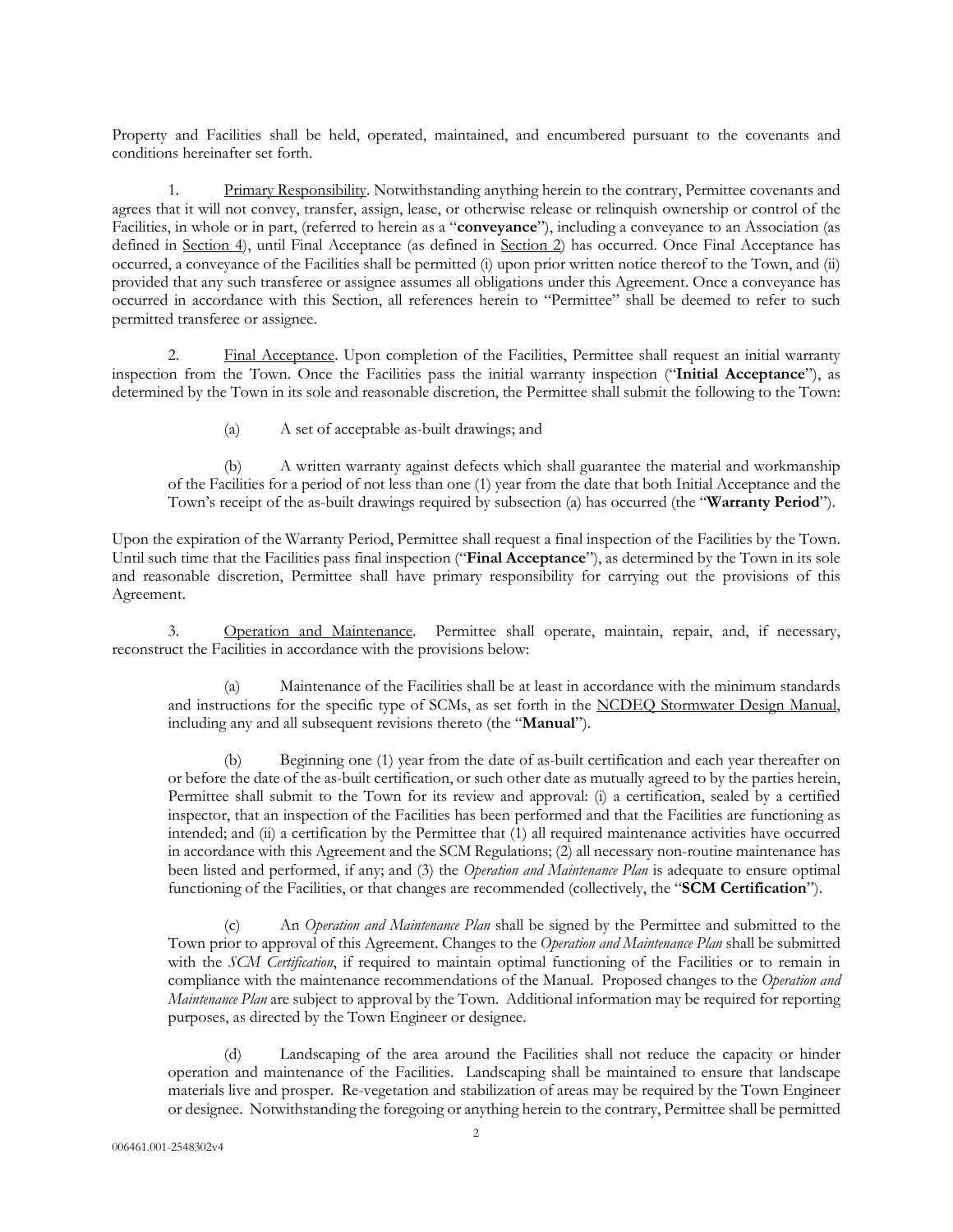Property and Facilities shall be held, operated, maintained, and encumbered pursuant to the covenants and conditions hereinafter set forth.

1. Primary Responsibility. Notwithstanding anything herein to the contrary, Permittee covenants and agrees that it will not convey, transfer, assign, lease, or otherwise release or relinquish ownership or control of the Facilities, in whole or in part, (referred to herein as a "**conveyance**"), including a conveyance to an Association (as defined in Section 4), until Final Acceptance (as defined in Section 2) has occurred. Once Final Acceptance has occurred, a conveyance of the Facilities shall be permitted (i) upon prior written notice thereof to the Town, and (ii) provided that any such transferee or assignee assumes all obligations under this Agreement. Once a conveyance has occurred in accordance with this Section, all references herein to "Permittee" shall be deemed to refer to such permitted transferee or assignee.

2. Final Acceptance. Upon completion of the Facilities, Permittee shall request an initial warranty inspection from the Town. Once the Facilities pass the initial warranty inspection ("**Initial Acceptance**"), as determined by the Town in its sole and reasonable discretion, the Permittee shall submit the following to the Town:

(a) A set of acceptable as-built drawings; and

(b) A written warranty against defects which shall guarantee the material and workmanship of the Facilities for a period of not less than one (1) year from the date that both Initial Acceptance and the Town's receipt of the as-built drawings required by subsection (a) has occurred (the "**Warranty Period**").

Upon the expiration of the Warranty Period, Permittee shall request a final inspection of the Facilities by the Town. Until such time that the Facilities pass final inspection ("**Final Acceptance**"), as determined by the Town in its sole and reasonable discretion, Permittee shall have primary responsibility for carrying out the provisions of this Agreement.

3. Operation and Maintenance. Permittee shall operate, maintain, repair, and, if necessary, reconstruct the Facilities in accordance with the provisions below:

(a) Maintenance of the Facilities shall be at least in accordance with the minimum standards and instructions for the specific type of SCMs, as set forth in the NCDEQ Stormwater Design Manual, including any and all subsequent revisions thereto (the "**Manual**").

(b) Beginning one (1) year from the date of as-built certification and each year thereafter on or before the date of the as-built certification, or such other date as mutually agreed to by the parties herein, Permittee shall submit to the Town for its review and approval: (i) a certification, sealed by a certified inspector, that an inspection of the Facilities has been performed and that the Facilities are functioning as intended; and (ii) a certification by the Permittee that (1) all required maintenance activities have occurred in accordance with this Agreement and the SCM Regulations; (2) all necessary non-routine maintenance has been listed and performed, if any; and (3) the *Operation and Maintenance Plan* is adequate to ensure optimal functioning of the Facilities, or that changes are recommended (collectively, the "**SCM Certification**").

(c) An *Operation and Maintenance Plan* shall be signed by the Permittee and submitted to the Town prior to approval of this Agreement. Changes to the *Operation and Maintenance Plan* shall be submitted with the *SCM Certification*, if required to maintain optimal functioning of the Facilities or to remain in compliance with the maintenance recommendations of the Manual. Proposed changes to the *Operation and Maintenance Plan* are subject to approval by the Town. Additional information may be required for reporting purposes, as directed by the Town Engineer or designee.

(d) Landscaping of the area around the Facilities shall not reduce the capacity or hinder operation and maintenance of the Facilities. Landscaping shall be maintained to ensure that landscape materials live and prosper. Re-vegetation and stabilization of areas may be required by the Town Engineer or designee. Notwithstanding the foregoing or anything herein to the contrary, Permittee shall be permitted

006461.001-2548302v4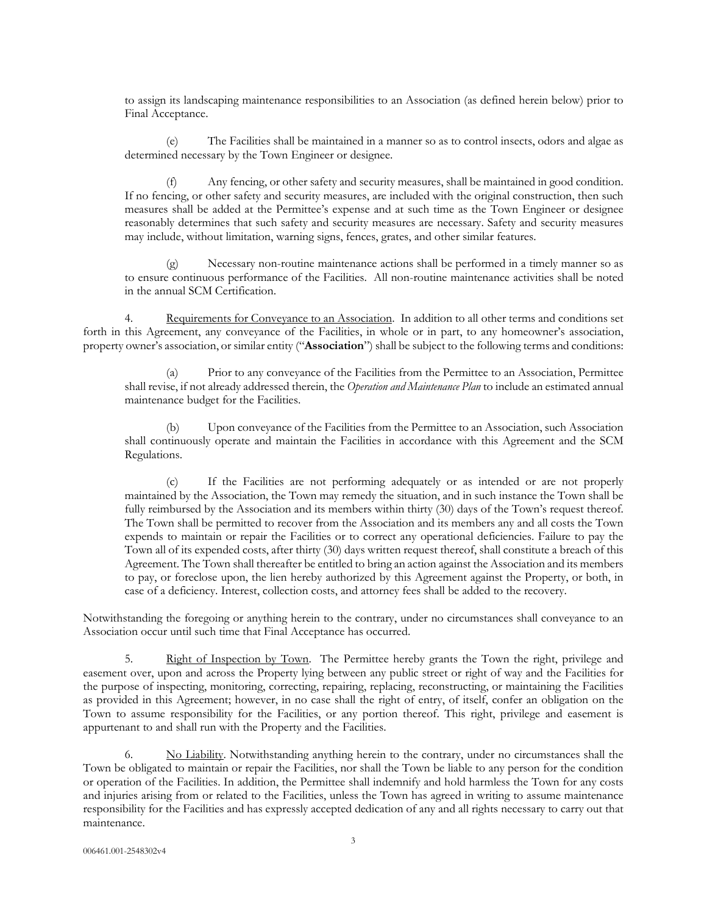to assign its landscaping maintenance responsibilities to an Association (as defined herein below) prior to Final Acceptance.

(e) The Facilities shall be maintained in a manner so as to control insects, odors and algae as determined necessary by the Town Engineer or designee.

(f) Any fencing, or other safety and security measures, shall be maintained in good condition. If no fencing, or other safety and security measures, are included with the original construction, then such measures shall be added at the Permittee's expense and at such time as the Town Engineer or designee reasonably determines that such safety and security measures are necessary. Safety and security measures may include, without limitation, warning signs, fences, grates, and other similar features.

(g) Necessary non-routine maintenance actions shall be performed in a timely manner so as to ensure continuous performance of the Facilities. All non-routine maintenance activities shall be noted in the annual SCM Certification.

4. Requirements for Conveyance to an Association. In addition to all other terms and conditions set forth in this Agreement, any conveyance of the Facilities, in whole or in part, to any homeowner's association, property owner's association, or similar entity ("**Association**") shall be subject to the following terms and conditions:

(a) Prior to any conveyance of the Facilities from the Permittee to an Association, Permittee shall revise, if not already addressed therein, the *Operation and Maintenance Plan* to include an estimated annual maintenance budget for the Facilities.

(b) Upon conveyance of the Facilities from the Permittee to an Association, such Association shall continuously operate and maintain the Facilities in accordance with this Agreement and the SCM Regulations.

(c) If the Facilities are not performing adequately or as intended or are not properly maintained by the Association, the Town may remedy the situation, and in such instance the Town shall be fully reimbursed by the Association and its members within thirty (30) days of the Town's request thereof. The Town shall be permitted to recover from the Association and its members any and all costs the Town expends to maintain or repair the Facilities or to correct any operational deficiencies. Failure to pay the Town all of its expended costs, after thirty (30) days written request thereof, shall constitute a breach of this Agreement. The Town shall thereafter be entitled to bring an action against the Association and its members to pay, or foreclose upon, the lien hereby authorized by this Agreement against the Property, or both, in case of a deficiency. Interest, collection costs, and attorney fees shall be added to the recovery.

Notwithstanding the foregoing or anything herein to the contrary, under no circumstances shall conveyance to an Association occur until such time that Final Acceptance has occurred.

5. Right of Inspection by Town. The Permittee hereby grants the Town the right, privilege and easement over, upon and across the Property lying between any public street or right of way and the Facilities for the purpose of inspecting, monitoring, correcting, repairing, replacing, reconstructing, or maintaining the Facilities as provided in this Agreement; however, in no case shall the right of entry, of itself, confer an obligation on the Town to assume responsibility for the Facilities, or any portion thereof. This right, privilege and easement is appurtenant to and shall run with the Property and the Facilities.

6. No Liability. Notwithstanding anything herein to the contrary, under no circumstances shall the Town be obligated to maintain or repair the Facilities, nor shall the Town be liable to any person for the condition or operation of the Facilities. In addition, the Permittee shall indemnify and hold harmless the Town for any costs and injuries arising from or related to the Facilities, unless the Town has agreed in writing to assume maintenance responsibility for the Facilities and has expressly accepted dedication of any and all rights necessary to carry out that maintenance.

006461.001-2548302v4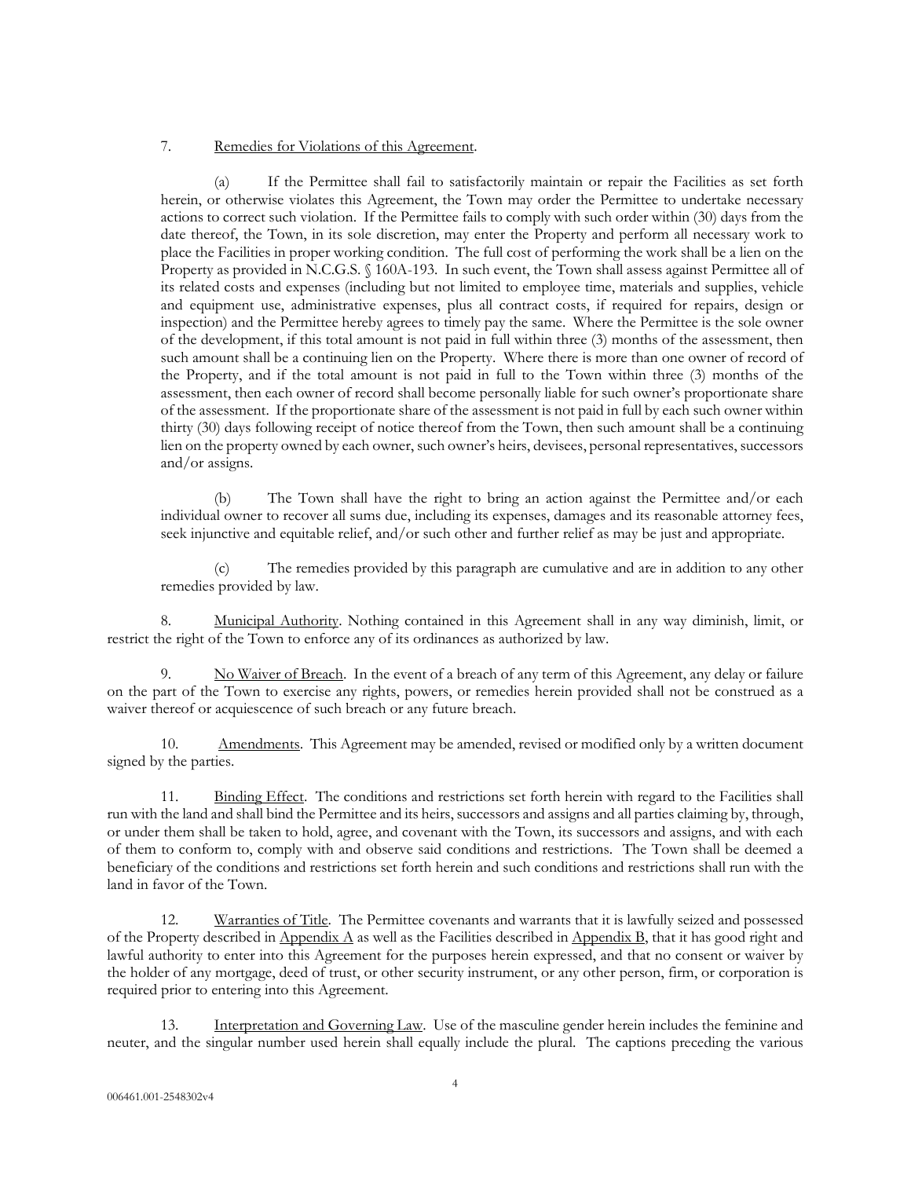7. Remedies for Violations of this Agreement.

(a) If the Permittee shall fail to satisfactorily maintain or repair the Facilities as set forth herein, or otherwise violates this Agreement, the Town may order the Permittee to undertake necessary actions to correct such violation. If the Permittee fails to comply with such order within (30) days from the date thereof, the Town, in its sole discretion, may enter the Property and perform all necessary work to place the Facilities in proper working condition. The full cost of performing the work shall be a lien on the Property as provided in N.C.G.S. § 160A-193. In such event, the Town shall assess against Permittee all of its related costs and expenses (including but not limited to employee time, materials and supplies, vehicle and equipment use, administrative expenses, plus all contract costs, if required for repairs, design or inspection) and the Permittee hereby agrees to timely pay the same. Where the Permittee is the sole owner of the development, if this total amount is not paid in full within three (3) months of the assessment, then such amount shall be a continuing lien on the Property. Where there is more than one owner of record of the Property, and if the total amount is not paid in full to the Town within three (3) months of the assessment, then each owner of record shall become personally liable for such owner's proportionate share of the assessment. If the proportionate share of the assessment is not paid in full by each such owner within thirty (30) days following receipt of notice thereof from the Town, then such amount shall be a continuing lien on the property owned by each owner, such owner's heirs, devisees, personal representatives, successors and/or assigns.

(b) The Town shall have the right to bring an action against the Permittee and/or each individual owner to recover all sums due, including its expenses, damages and its reasonable attorney fees, seek injunctive and equitable relief, and/or such other and further relief as may be just and appropriate.

(c) The remedies provided by this paragraph are cumulative and are in addition to any other remedies provided by law.

8. Municipal Authority. Nothing contained in this Agreement shall in any way diminish, limit, or restrict the right of the Town to enforce any of its ordinances as authorized by law.

9. No Waiver of Breach. In the event of a breach of any term of this Agreement, any delay or failure on the part of the Town to exercise any rights, powers, or remedies herein provided shall not be construed as a waiver thereof or acquiescence of such breach or any future breach.

10. Amendments. This Agreement may be amended, revised or modified only by a written document signed by the parties.

11. Binding Effect. The conditions and restrictions set forth herein with regard to the Facilities shall run with the land and shall bind the Permittee and its heirs, successors and assigns and all parties claiming by, through, or under them shall be taken to hold, agree, and covenant with the Town, its successors and assigns, and with each of them to conform to, comply with and observe said conditions and restrictions. The Town shall be deemed a beneficiary of the conditions and restrictions set forth herein and such conditions and restrictions shall run with the land in favor of the Town.

12. Warranties of Title. The Permittee covenants and warrants that it is lawfully seized and possessed of the Property described in Appendix A as well as the Facilities described in Appendix B, that it has good right and lawful authority to enter into this Agreement for the purposes herein expressed, and that no consent or waiver by the holder of any mortgage, deed of trust, or other security instrument, or any other person, firm, or corporation is required prior to entering into this Agreement.

13. Interpretation and Governing Law. Use of the masculine gender herein includes the feminine and neuter, and the singular number used herein shall equally include the plural. The captions preceding the various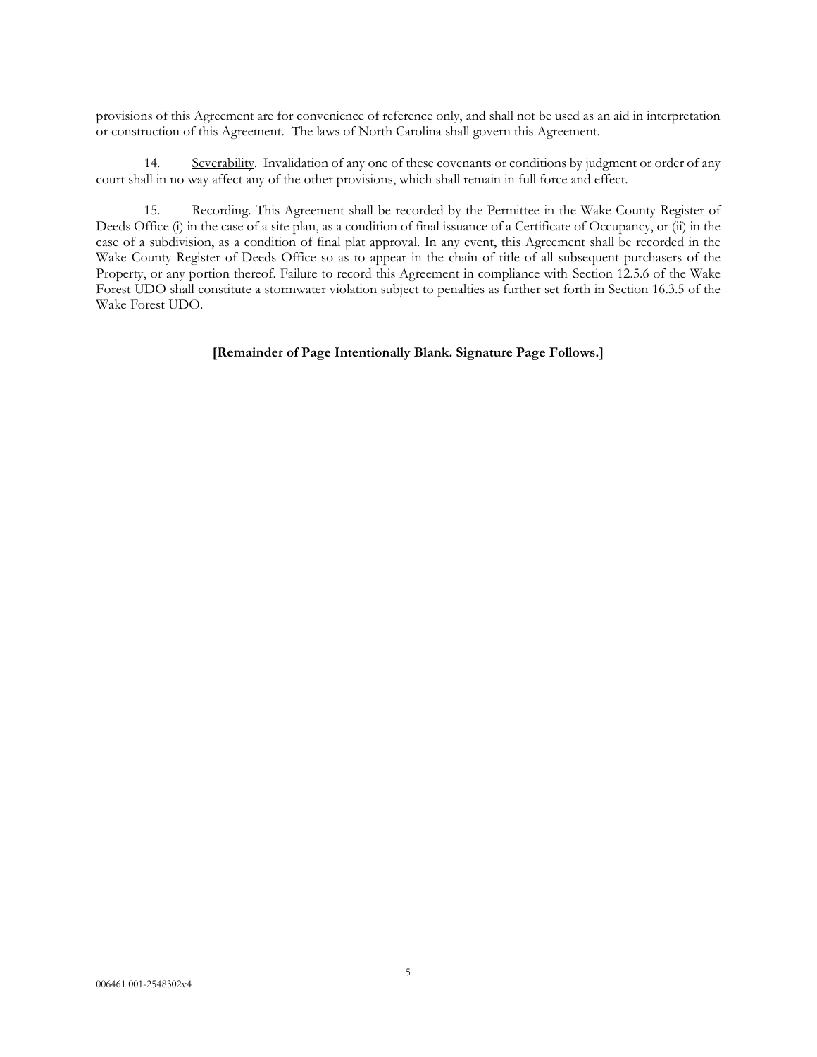provisions of this Agreement are for convenience of reference only, and shall not be used as an aid in interpretation or construction of this Agreement. The laws of North Carolina shall govern this Agreement.

14. Severability. Invalidation of any one of these covenants or conditions by judgment or order of any court shall in no way affect any of the other provisions, which shall remain in full force and effect.

15. Recording. This Agreement shall be recorded by the Permittee in the Wake County Register of Deeds Office (i) in the case of a site plan, as a condition of final issuance of a Certificate of Occupancy, or (ii) in the case of a subdivision, as a condition of final plat approval. In any event, this Agreement shall be recorded in the Wake County Register of Deeds Office so as to appear in the chain of title of all subsequent purchasers of the Property, or any portion thereof. Failure to record this Agreement in compliance with Section 12.5.6 of the Wake Forest UDO shall constitute a stormwater violation subject to penalties as further set forth in Section 16.3.5 of the Wake Forest UDO.

**[Remainder of Page Intentionally Blank. Signature Page Follows.]**

006461.001-2548302v4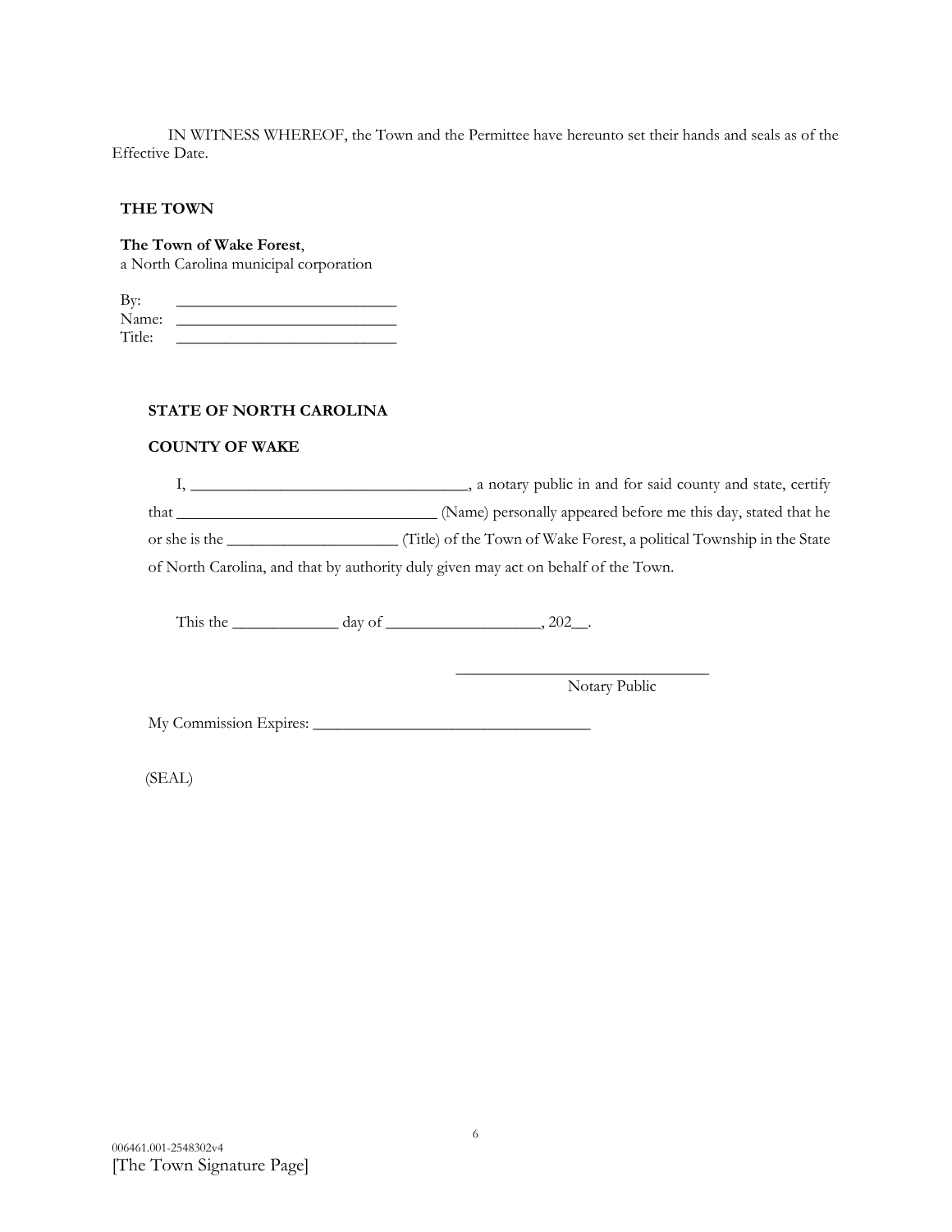IN WITNESS WHEREOF, the Town and the Permittee have hereunto set their hands and seals as of the Effective Date.

**THE TOWN**

**The Town of Wake Forest**,
a North Carolina municipal corporation

By: ___________________________
Name: ___________________________
Title: ___________________________

**STATE OF NORTH CAROLINA**

**COUNTY OF WAKE**

I, __________________________________, a notary public in and for said county and state, certify that ________________________________ (Name) personally appeared before me this day, stated that he or she is the _____________________ (Title) of the Town of Wake Forest, a political Township in the State of North Carolina, and that by authority duly given may act on behalf of the Town.

This the _____________ day of ___________________, 202__.

_______________________________
Notary Public

My Commission Expires: __________________________________

(SEAL)

006461.001-2548302v4
[The Town Signature Page]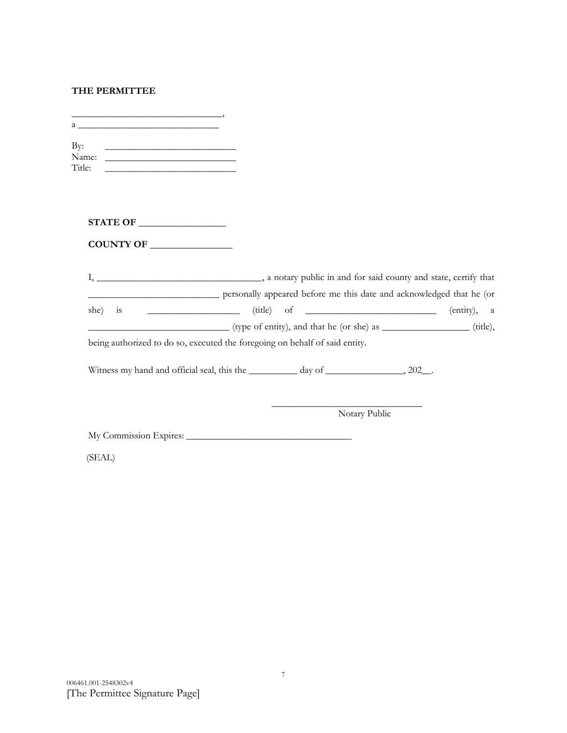**THE PERMITTEE**

_______________________________,
a ______________________________

By: ____________________________
Name: ____________________________
Title: ____________________________

**STATE OF __________________**

**COUNTY OF _________________**

I, ___________________________________, a notary public in and for said county and state, certify that ____________________________ personally appeared before me this date and acknowledged that he (or she) is ____________________ (title) of ____________________________ (entity), a ______________________________ (type of entity), and that he (or she) as __________________ (title), being authorized to do so, executed the foregoing on behalf of said entity.

Witness my hand and official seal, this the __________ day of ________________, 202__.

________________________________
Notary Public

My Commission Expires: ___________________________________

(SEAL)

006461.001-2548302v4
[The Permittee Signature Page]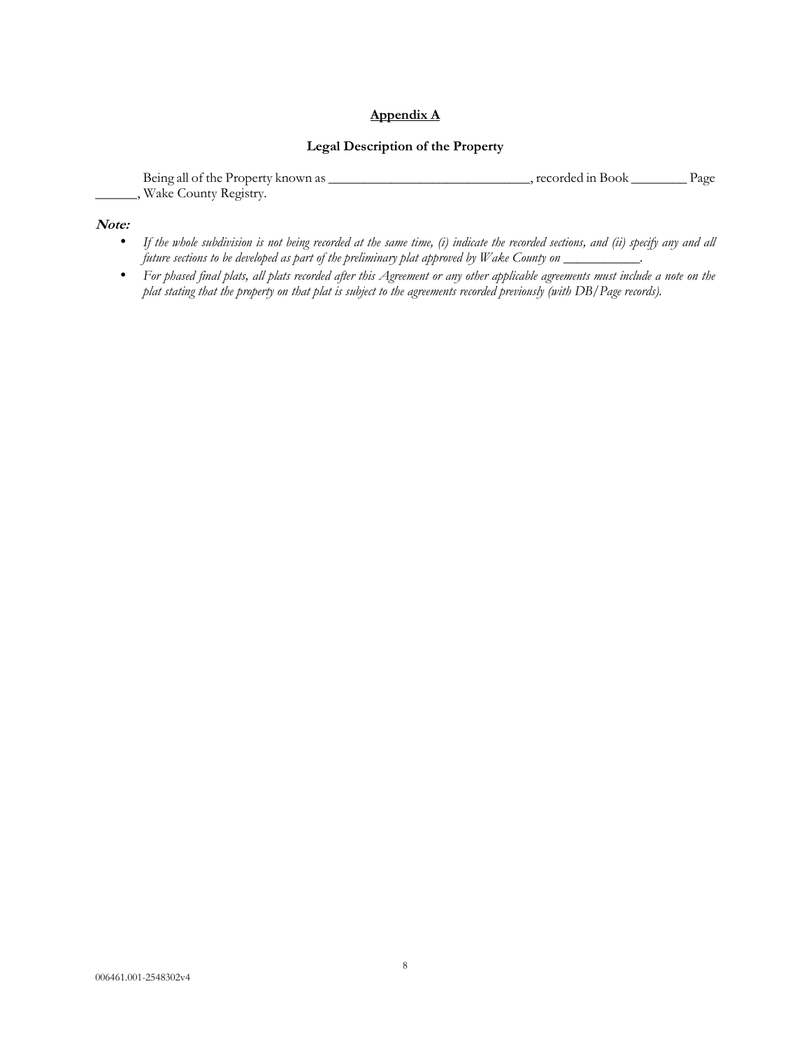## Appendix A

### Legal Description of the Property

Being all of the Property known as ______________________________, recorded in Book ________ Page ______, Wake County Registry.

***Note:***

- *If the whole subdivision is not being recorded at the same time, (i) indicate the recorded sections, and (ii) specify any and all future sections to be developed as part of the preliminary plat approved by Wake County on ___________.*
- *For phased final plats, all plats recorded after this Agreement or any other applicable agreements must include a note on the plat stating that the property on that plat is subject to the agreements recorded previously (with DB/Page records).*

006461.001-2548302v4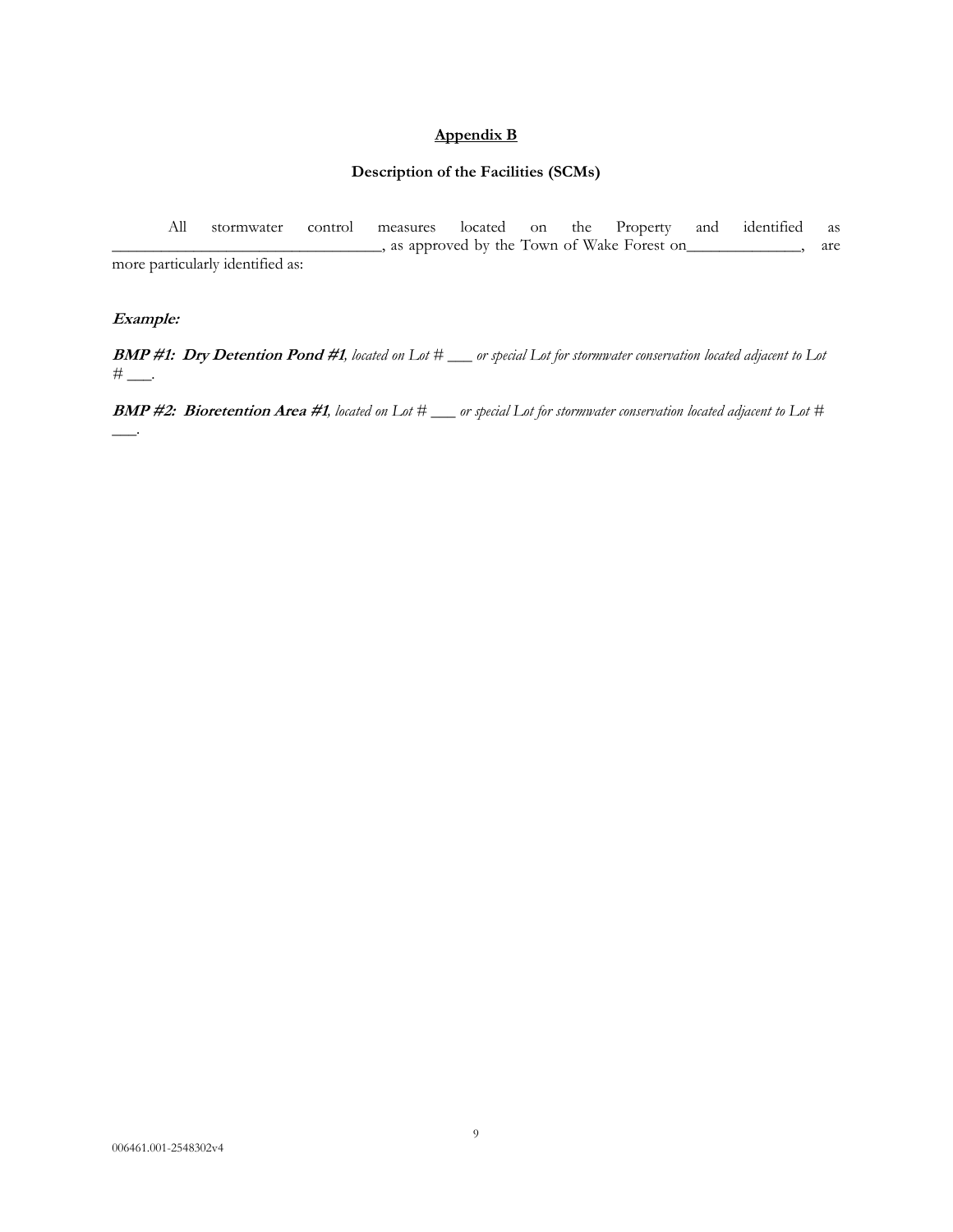**Appendix B**

**Description of the Facilities (SCMs)**

All stormwater control measures located on the Property and identified as ________________________________, as approved by the Town of Wake Forest on______________, are more particularly identified as:

***Example:***

***BMP #1: Dry Detention Pond #1****, located on Lot # ___ or special Lot for stormwater conservation located adjacent to Lot # ___.*

***BMP #2: Bioretention Area #1****, located on Lot # ___ or special Lot for stormwater conservation located adjacent to Lot # ___.*

006461.001-2548302v4